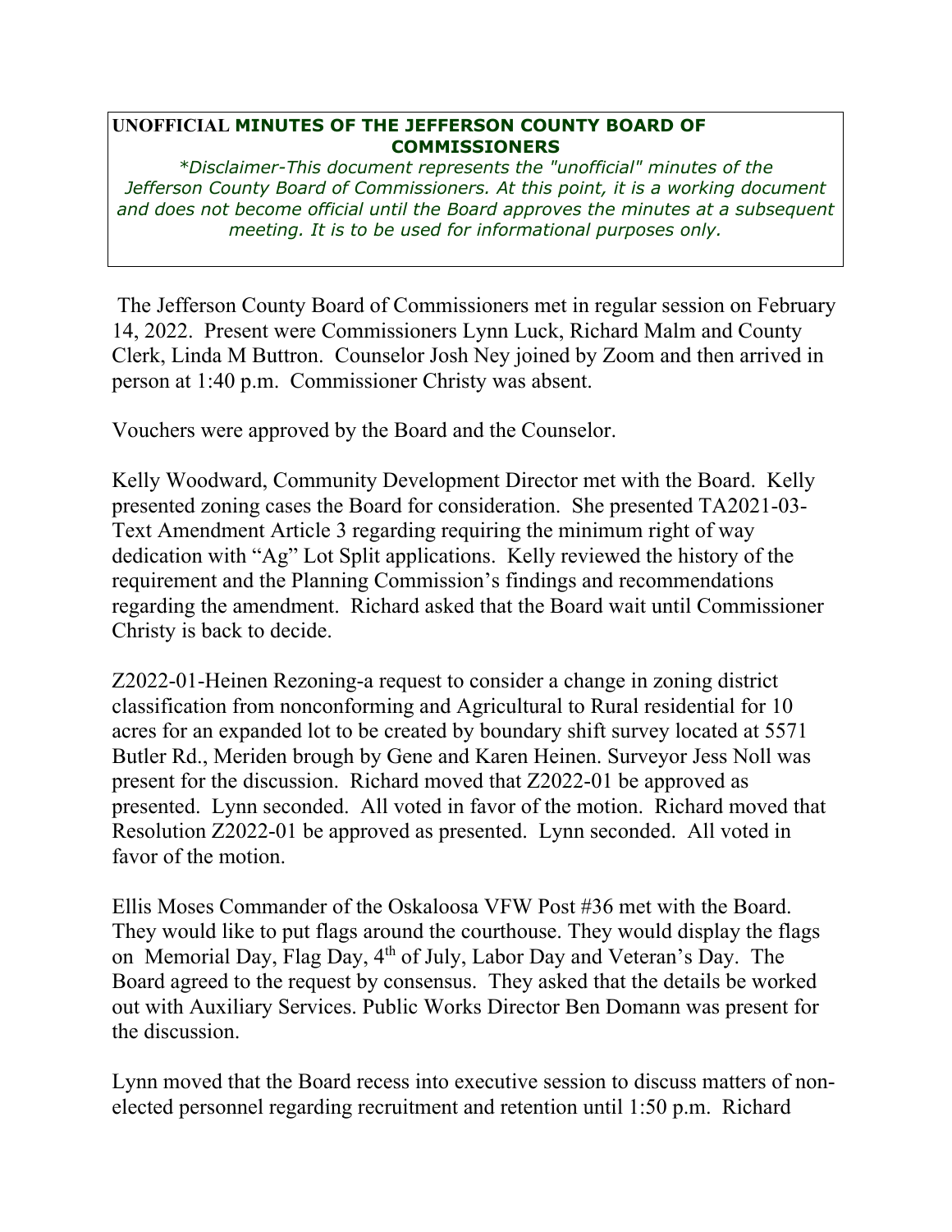**UNOFFICIAL MINUTES OF THE JEFFERSON COUNTY BOARD OF COMMISSIONERS**

*\*Disclaimer-This document represents the "unofficial" minutes of the Jefferson County Board of Commissioners. At this point, it is a working document and does not become official until the Board approves the minutes at a subsequent meeting. It is to be used for informational purposes only.*

The Jefferson County Board of Commissioners met in regular session on February 14, 2022. Present were Commissioners Lynn Luck, Richard Malm and County Clerk, Linda M Buttron. Counselor Josh Ney joined by Zoom and then arrived in person at 1:40 p.m. Commissioner Christy was absent.

Vouchers were approved by the Board and the Counselor.

Kelly Woodward, Community Development Director met with the Board. Kelly presented zoning cases the Board for consideration. She presented TA2021-03-Text Amendment Article 3 regarding requiring the minimum right of way dedication with "Ag" Lot Split applications. Kelly reviewed the history of the requirement and the Planning Commission's findings and recommendations regarding the amendment. Richard asked that the Board wait until Commissioner Christy is back to decide.

Z2022-01-Heinen Rezoning-a request to consider a change in zoning district classification from nonconforming and Agricultural to Rural residential for 10 acres for an expanded lot to be created by boundary shift survey located at 5571 Butler Rd., Meriden brough by Gene and Karen Heinen. Surveyor Jess Noll was present for the discussion. Richard moved that Z2022-01 be approved as presented. Lynn seconded. All voted in favor of the motion. Richard moved that Resolution Z2022-01 be approved as presented. Lynn seconded. All voted in favor of the motion.

Ellis Moses Commander of the Oskaloosa VFW Post #36 met with the Board. They would like to put flags around the courthouse. They would display the flags on Memorial Day, Flag Day, 4th of July, Labor Day and Veteran's Day. The Board agreed to the request by consensus. They asked that the details be worked out with Auxiliary Services. Public Works Director Ben Domann was present for the discussion.

Lynn moved that the Board recess into executive session to discuss matters of non-elected personnel regarding recruitment and retention until 1:50 p.m. Richard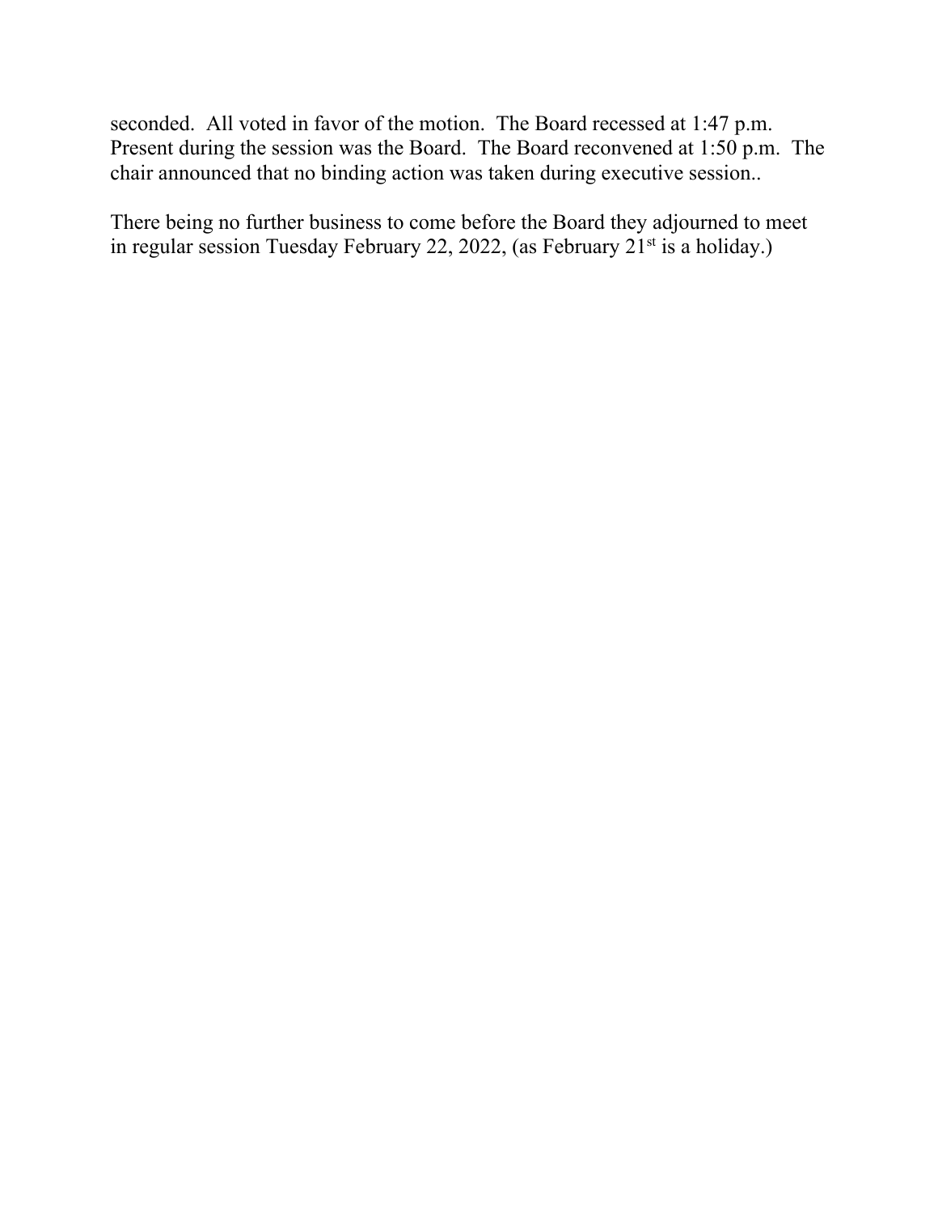seconded. All voted in favor of the motion. The Board recessed at 1:47 p.m. Present during the session was the Board. The Board reconvened at 1:50 p.m. The chair announced that no binding action was taken during executive session..

There being no further business to come before the Board they adjourned to meet in regular session Tuesday February 22, 2022, (as February 21st is a holiday.)